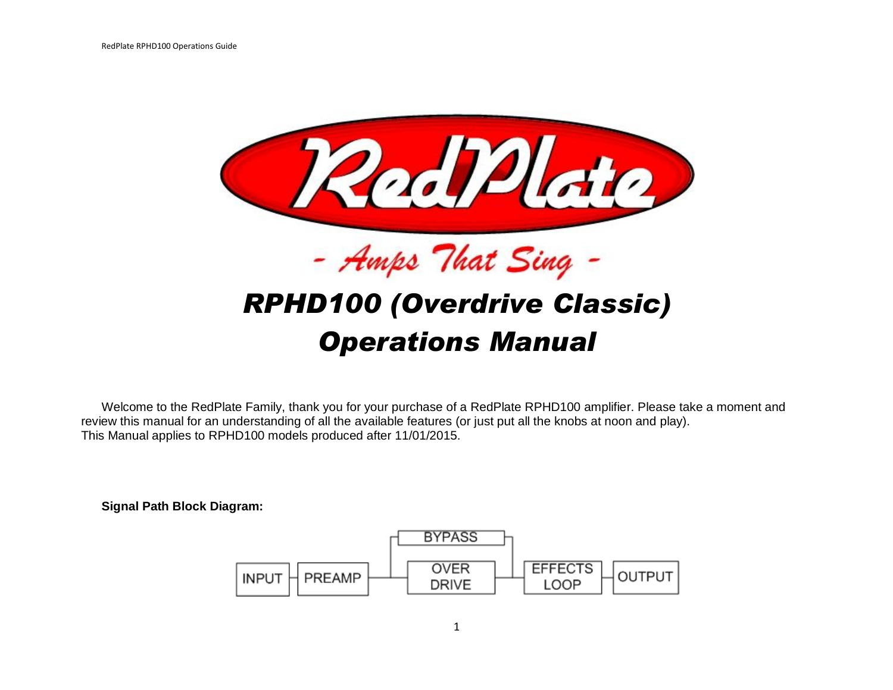# RedPlate

*- Amps That Sing -*

# *RPHD100 (Overdrive Classic) Operations Manual*

Welcome to the RedPlate Family, thank you for your purchase of a RedPlate RPHD100 amplifier. Please take a moment and review this manual for an understanding of all the available features (or just put all the knobs at noon and play).
This Manual applies to RPHD100 models produced after 11/01/2015.

**Signal Path Block Diagram:**

INPUT → PREAMP → OVER DRIVE / BYPASS → EFFECTS LOOP → OUTPUT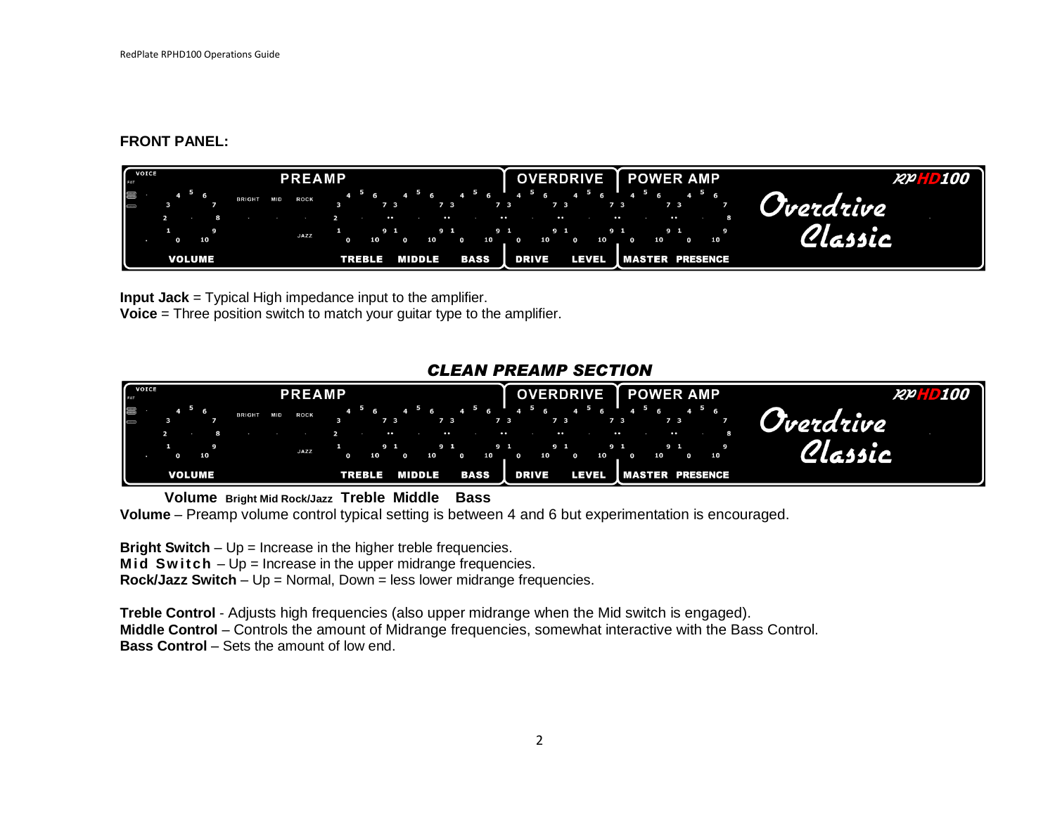**FRONT PANEL:**

**Input Jack** = Typical High impedance input to the amplifier.
**Voice** = Three position switch to match your guitar type to the amplifier.

***CLEAN PREAMP SECTION***

**Volume** **Bright Mid Rock/Jazz** **Treble** **Middle** **Bass**

**Volume** – Preamp volume control typical setting is between 4 and 6 but experimentation is encouraged.

**Bright Switch** – Up = Increase in the higher treble frequencies.
**Mid Switch** – Up = Increase in the upper midrange frequencies.
**Rock/Jazz Switch** – Up = Normal, Down = less lower midrange frequencies.

**Treble Control** - Adjusts high frequencies (also upper midrange when the Mid switch is engaged).
**Middle Control** – Controls the amount of Midrange frequencies, somewhat interactive with the Bass Control.
**Bass Control** – Sets the amount of low end.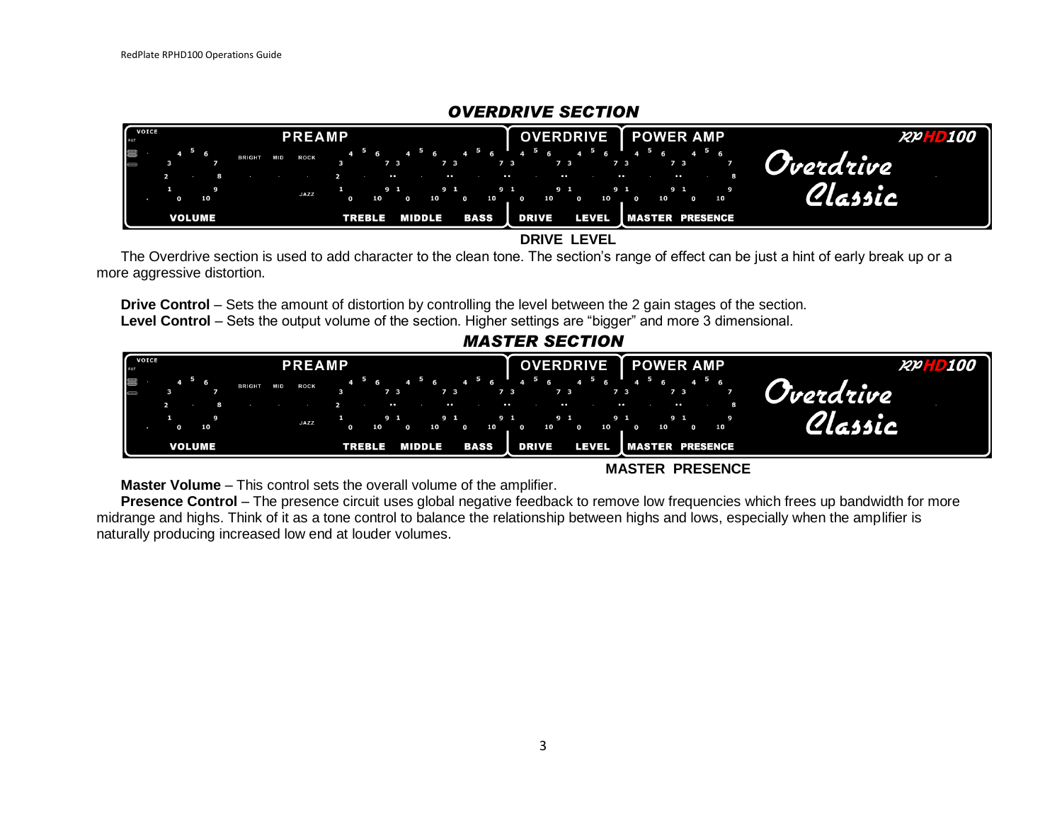## OVERDRIVE SECTION

**DRIVE LEVEL**

The Overdrive section is used to add character to the clean tone. The section's range of effect can be just a hint of early break up or a more aggressive distortion.

**Drive Control** – Sets the amount of distortion by controlling the level between the 2 gain stages of the section.
**Level Control** – Sets the output volume of the section. Higher settings are "bigger" and more 3 dimensional.

## MASTER SECTION

**MASTER PRESENCE**

**Master Volume** – This control sets the overall volume of the amplifier.
**Presence Control** – The presence circuit uses global negative feedback to remove low frequencies which frees up bandwidth for more midrange and highs. Think of it as a tone control to balance the relationship between highs and lows, especially when the amplifier is naturally producing increased low end at louder volumes.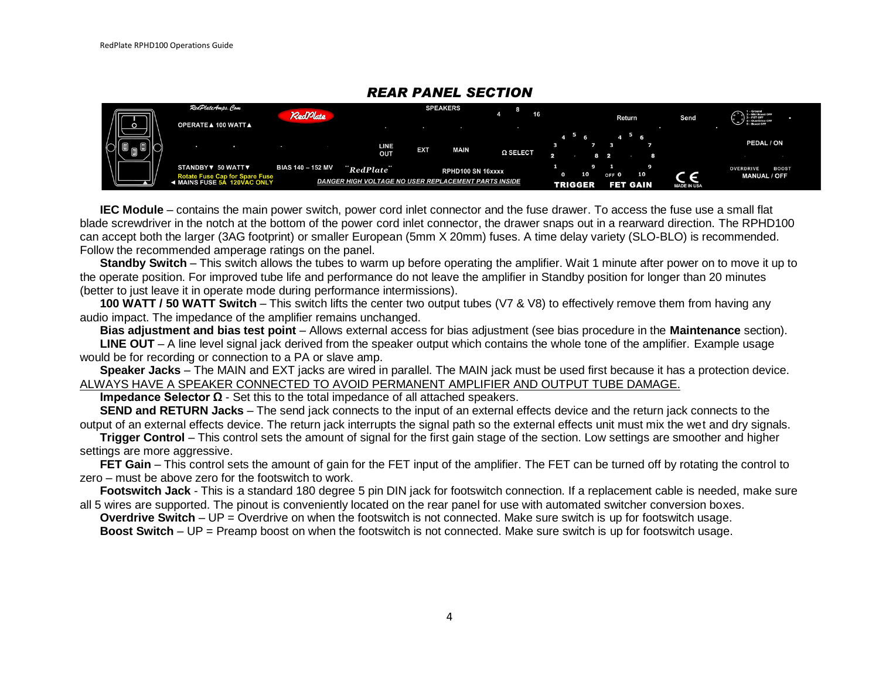## REAR PANEL SECTION

**IEC Module** – contains the main power switch, power cord inlet connector and the fuse drawer. To access the fuse use a small flat blade screwdriver in the notch at the bottom of the power cord inlet connector, the drawer snaps out in a rearward direction. The RPHD100 can accept both the larger (3AG footprint) or smaller European (5mm X 20mm) fuses. A time delay variety (SLO-BLO) is recommended. Follow the recommended amperage ratings on the panel.

**Standby Switch** – This switch allows the tubes to warm up before operating the amplifier. Wait 1 minute after power on to move it up to the operate position. For improved tube life and performance do not leave the amplifier in Standby position for longer than 20 minutes (better to just leave it in operate mode during performance intermissions).

**100 WATT / 50 WATT Switch** – This switch lifts the center two output tubes (V7 & V8) to effectively remove them from having any audio impact. The impedance of the amplifier remains unchanged.

**Bias adjustment and bias test point** – Allows external access for bias adjustment (see bias procedure in the **Maintenance** section).

**LINE OUT** – A line level signal jack derived from the speaker output which contains the whole tone of the amplifier. Example usage would be for recording or connection to a PA or slave amp.

**Speaker Jacks** – The MAIN and EXT jacks are wired in parallel. The MAIN jack must be used first because it has a protection device. <u>ALWAYS HAVE A SPEAKER CONNECTED TO AVOID PERMANENT AMPLIFIER AND OUTPUT TUBE DAMAGE.</u>

**Impedance Selector Ω** - Set this to the total impedance of all attached speakers.

**SEND and RETURN Jacks** – The send jack connects to the input of an external effects device and the return jack connects to the output of an external effects device. The return jack interrupts the signal path so the external effects unit must mix the wet and dry signals.

**Trigger Control** – This control sets the amount of signal for the first gain stage of the section. Low settings are smoother and higher settings are more aggressive.

**FET Gain** – This control sets the amount of gain for the FET input of the amplifier. The FET can be turned off by rotating the control to zero – must be above zero for the footswitch to work.

**Footswitch Jack** - This is a standard 180 degree 5 pin DIN jack for footswitch connection. If a replacement cable is needed, make sure all 5 wires are supported. The pinout is conveniently located on the rear panel for use with automated switcher conversion boxes.

**Overdrive Switch** – UP = Overdrive on when the footswitch is not connected. Make sure switch is up for footswitch usage.

**Boost Switch** – UP = Preamp boost on when the footswitch is not connected. Make sure switch is up for footswitch usage.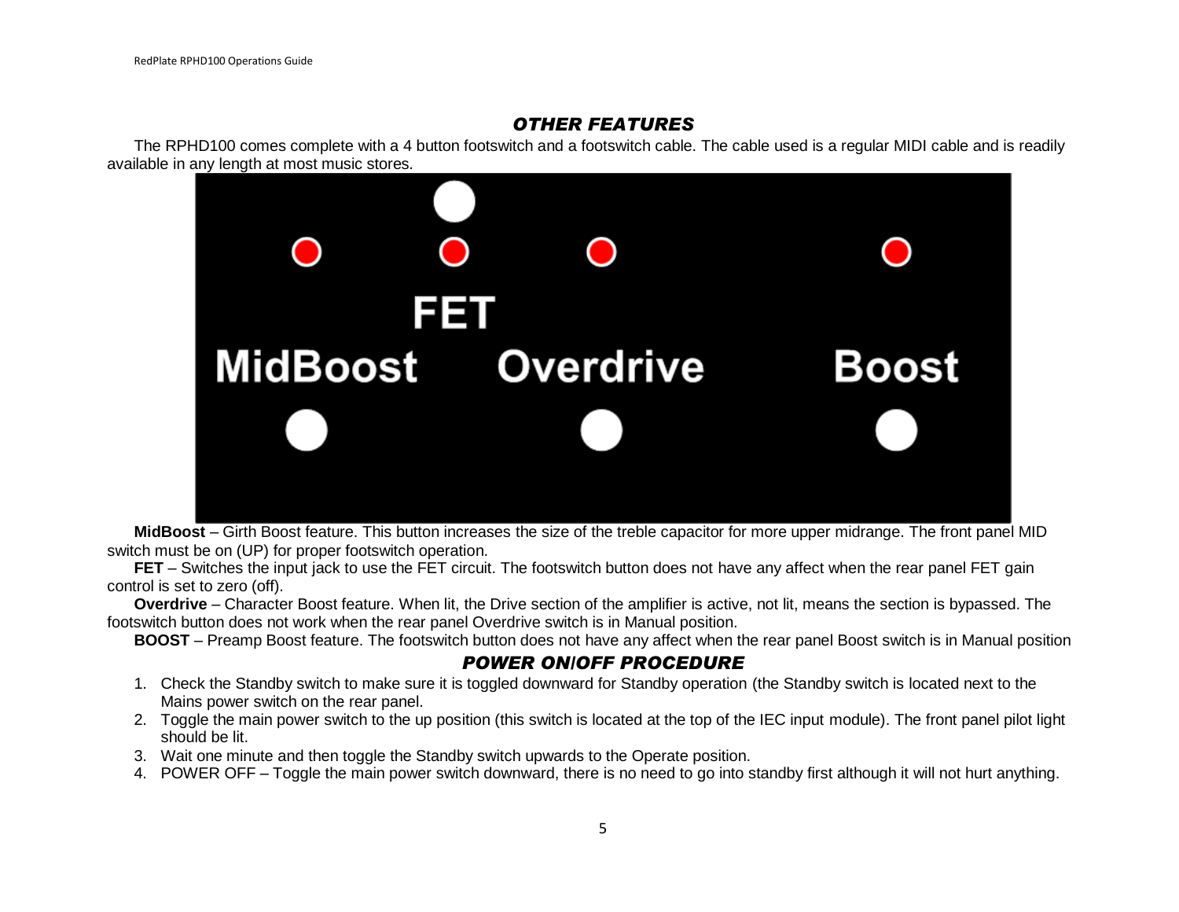## OTHER FEATURES

The RPHD100 comes complete with a 4 button footswitch and a footswitch cable. The cable used is a regular MIDI cable and is readily available in any length at most music stores.

FET

MidBoost Overdrive Boost

**MidBoost** – Girth Boost feature. This button increases the size of the treble capacitor for more upper midrange. The front panel MID switch must be on (UP) for proper footswitch operation.

**FET** – Switches the input jack to use the FET circuit. The footswitch button does not have any affect when the rear panel FET gain control is set to zero (off).

**Overdrive** – Character Boost feature. When lit, the Drive section of the amplifier is active, not lit, means the section is bypassed. The footswitch button does not work when the rear panel Overdrive switch is in Manual position.

**BOOST** – Preamp Boost feature. The footswitch button does not have any affect when the rear panel Boost switch is in Manual position

## POWER ON/OFF PROCEDURE

1. Check the Standby switch to make sure it is toggled downward for Standby operation (the Standby switch is located next to the Mains power switch on the rear panel.
2. Toggle the main power switch to the up position (this switch is located at the top of the IEC input module). The front panel pilot light should be lit.
3. Wait one minute and then toggle the Standby switch upwards to the Operate position.
4. POWER OFF – Toggle the main power switch downward, there is no need to go into standby first although it will not hurt anything.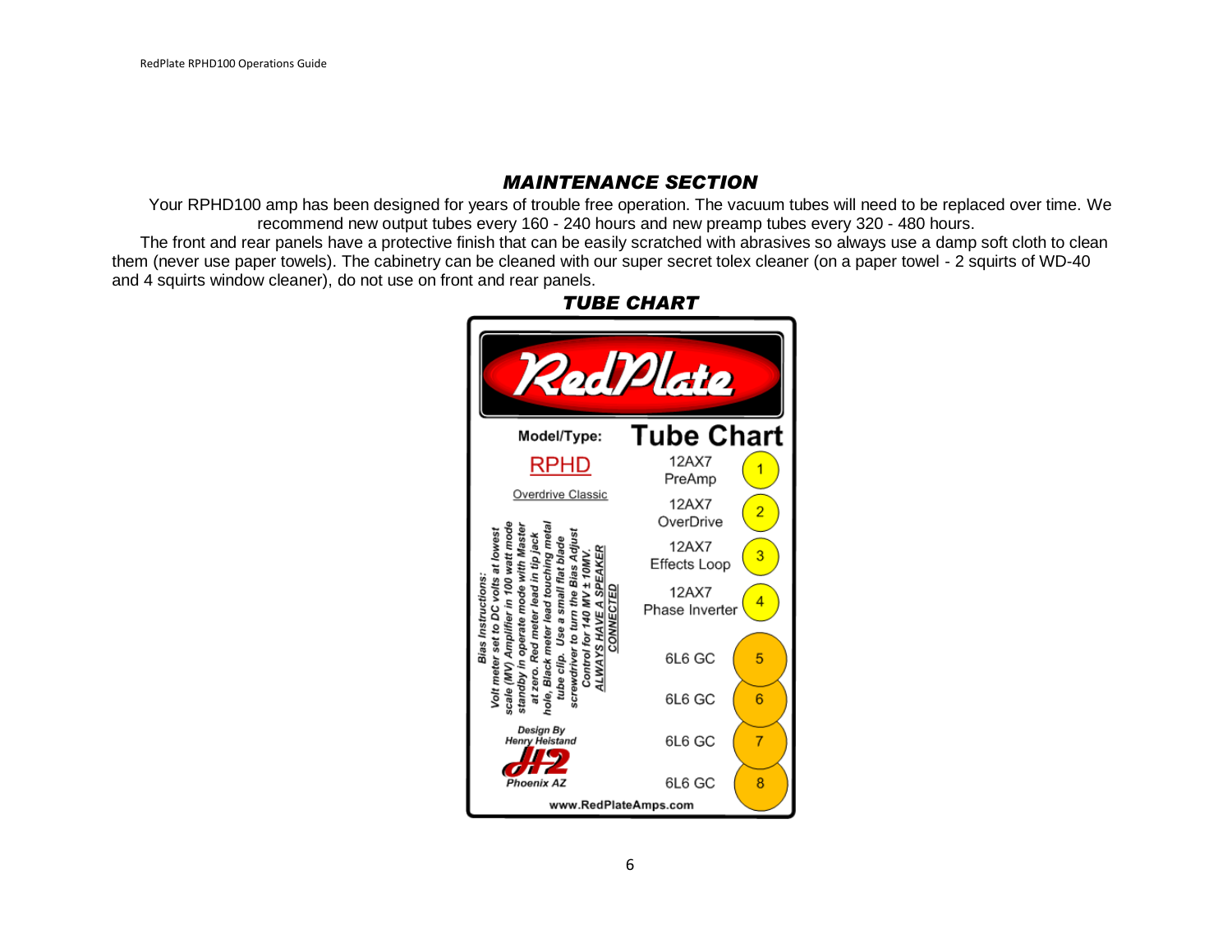## *MAINTENANCE SECTION*

Your RPHD100 amp has been designed for years of trouble free operation. The vacuum tubes will need to be replaced over time. We recommend new output tubes every 160 - 240 hours and new preamp tubes every 320 - 480 hours.

The front and rear panels have a protective finish that can be easily scratched with abrasives so always use a damp soft cloth to clean them (never use paper towels). The cabinetry can be cleaned with our super secret tolex cleaner (on a paper towel - 2 squirts of WD-40 and 4 squirts window cleaner), do not use on front and rear panels.

## *TUBE CHART*

RedPlate

**Model/Type:** RPHD

Overdrive Classic

**Tube Chart**

| Tube | Function | Position |
|---|---|---|
| 12AX7 | PreAmp | 1 |
| 12AX7 | OverDrive | 2 |
| 12AX7 | Effects Loop | 3 |
| 12AX7 | Phase Inverter | 4 |
| 6L6 GC | | 5 |
| 6L6 GC | | 6 |
| 6L6 GC | | 7 |
| 6L6 GC | | 8 |

***Bias Instructions:*** *Volt meter set to DC volts at lowest scale (MV) Amplifier in 100 watt mode standby in operate mode with Master at zero. Red meter lead in tip jack hole, Black meter lead touching metal tube clip. Use a small flat blade screwdriver to turn the Bias Adjust Control for 140 MV ± 10MV.* ***ALWAYS HAVE A SPEAKER CONNECTED***

*Design By Henry Heistand*

*H2*

*Phoenix AZ*

www.RedPlateAmps.com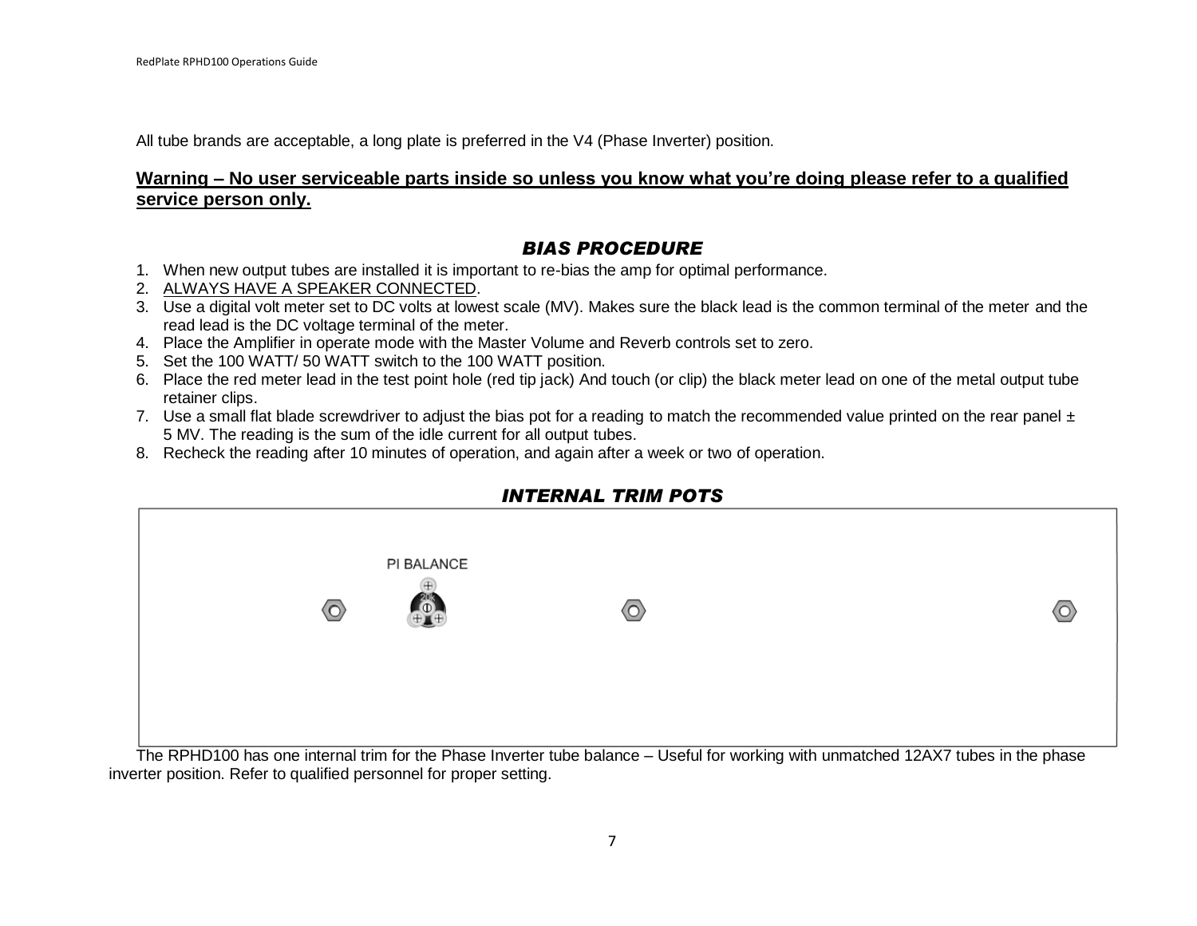All tube brands are acceptable, a long plate is preferred in the V4 (Phase Inverter) position.

**Warning – No user serviceable parts inside so unless you know what you're doing please refer to a qualified service person only.**

## *BIAS PROCEDURE*

1. When new output tubes are installed it is important to re-bias the amp for optimal performance.
2. ALWAYS HAVE A SPEAKER CONNECTED.
3. Use a digital volt meter set to DC volts at lowest scale (MV). Makes sure the black lead is the common terminal of the meter and the read lead is the DC voltage terminal of the meter.
4. Place the Amplifier in operate mode with the Master Volume and Reverb controls set to zero.
5. Set the 100 WATT/ 50 WATT switch to the 100 WATT position.
6. Place the red meter lead in the test point hole (red tip jack) And touch (or clip) the black meter lead on one of the metal output tube retainer clips.
7. Use a small flat blade screwdriver to adjust the bias pot for a reading to match the recommended value printed on the rear panel ± 5 MV. The reading is the sum of the idle current for all output tubes.
8. Recheck the reading after 10 minutes of operation, and again after a week or two of operation.

## *INTERNAL TRIM POTS*

PI BALANCE

The RPHD100 has one internal trim for the Phase Inverter tube balance – Useful for working with unmatched 12AX7 tubes in the phase inverter position. Refer to qualified personnel for proper setting.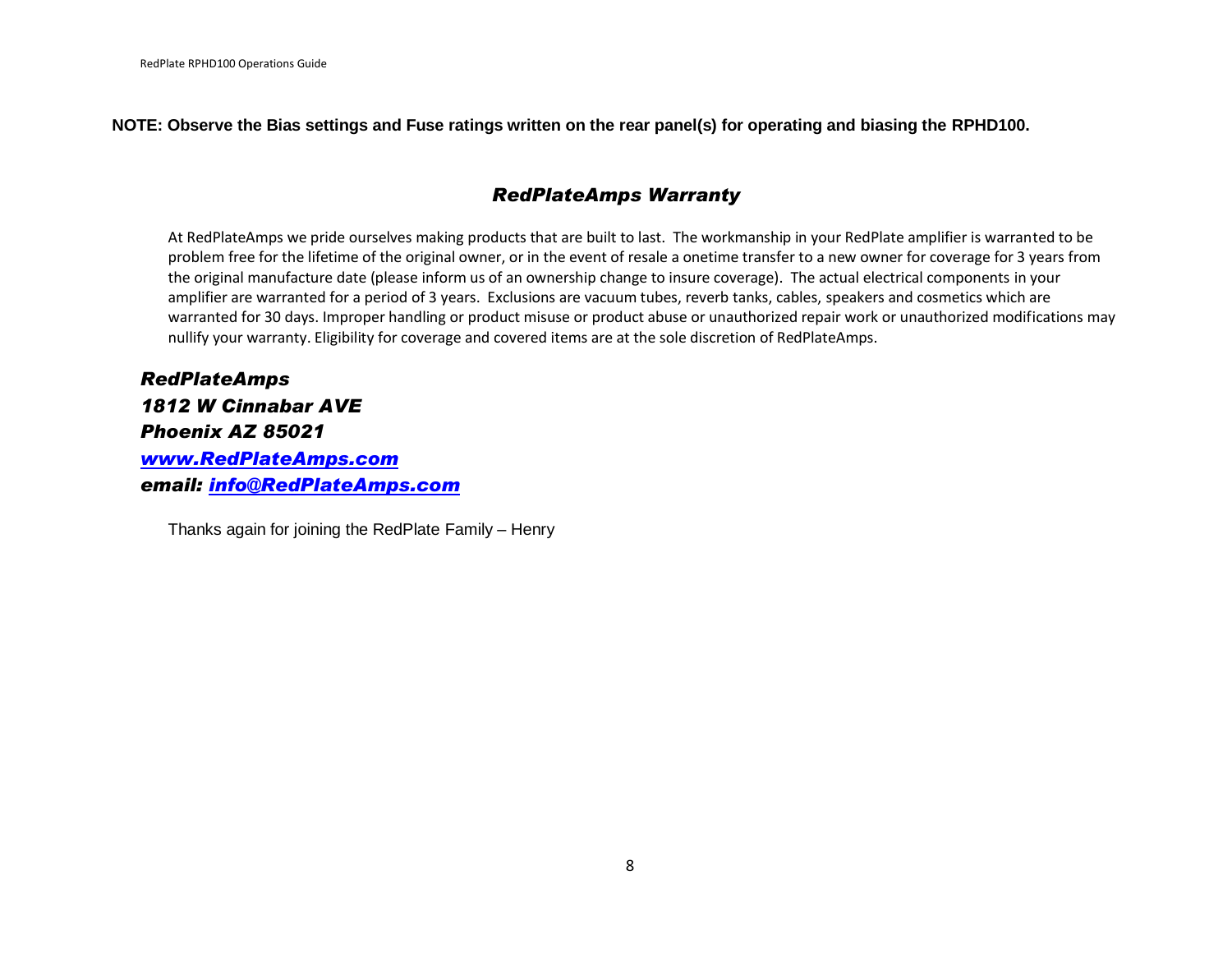**NOTE: Observe the Bias settings and Fuse ratings written on the rear panel(s) for operating and biasing the RPHD100.**

## *RedPlateAmps Warranty*

At RedPlateAmps we pride ourselves making products that are built to last. The workmanship in your RedPlate amplifier is warranted to be problem free for the lifetime of the original owner, or in the event of resale a onetime transfer to a new owner for coverage for 3 years from the original manufacture date (please inform us of an ownership change to insure coverage). The actual electrical components in your amplifier are warranted for a period of 3 years. Exclusions are vacuum tubes, reverb tanks, cables, speakers and cosmetics which are warranted for 30 days. Improper handling or product misuse or product abuse or unauthorized repair work or unauthorized modifications may nullify your warranty. Eligibility for coverage and covered items are at the sole discretion of RedPlateAmps.

***RedPlateAmps***
***1812 W Cinnabar AVE***
***Phoenix AZ 85021***
***[www.RedPlateAmps.com](http://www.RedPlateAmps.com)***
***email: [info@RedPlateAmps.com](mailto:info@RedPlateAmps.com)***

Thanks again for joining the RedPlate Family – Henry